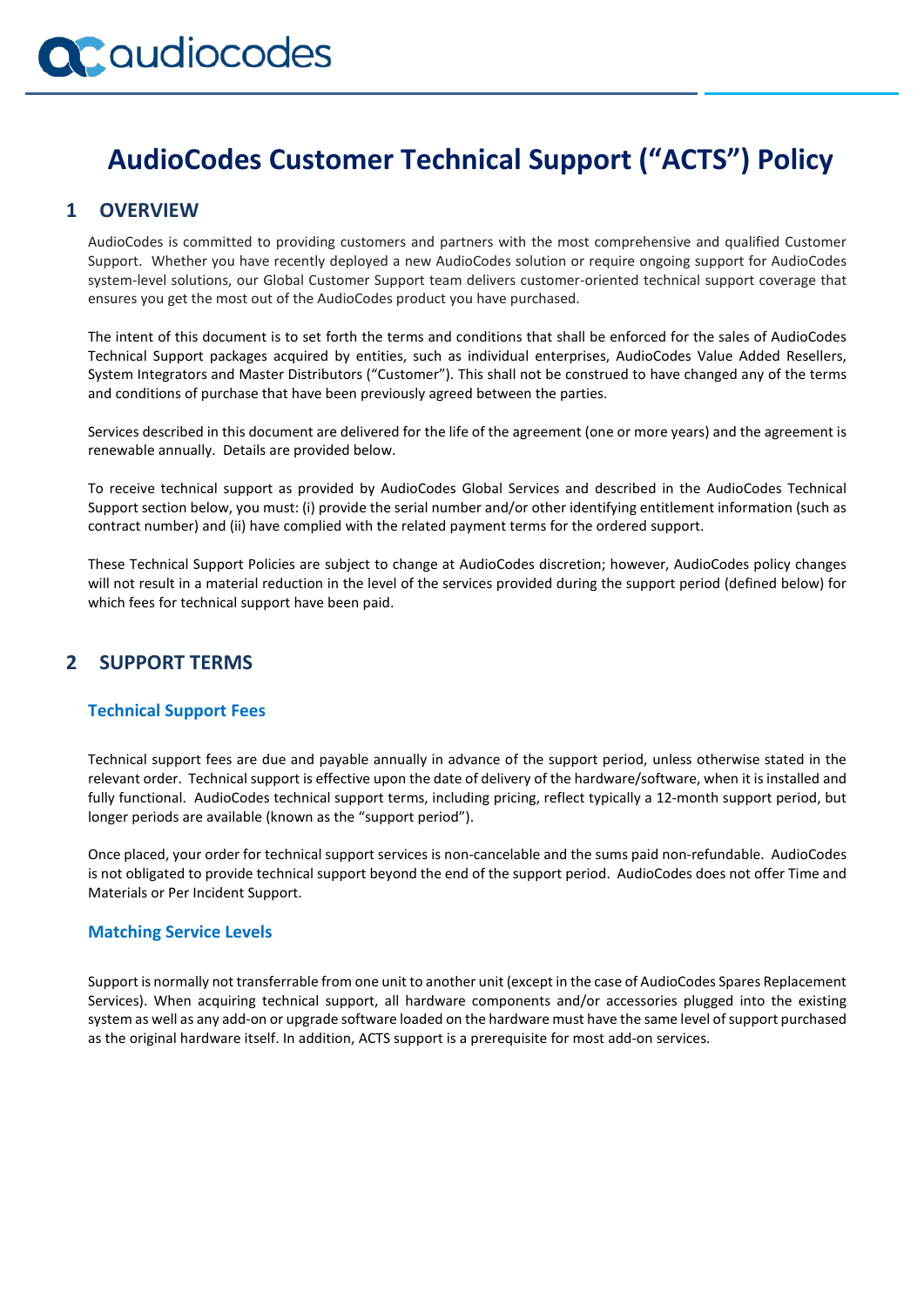# AudioCodes Customer Technical Support ("ACTS") Policy

## 1 OVERVIEW

AudioCodes is committed to providing customers and partners with the most comprehensive and qualified Customer Support. Whether you have recently deployed a new AudioCodes solution or require ongoing support for AudioCodes system-level solutions, our Global Customer Support team delivers customer-oriented technical support coverage that ensures you get the most out of the AudioCodes product you have purchased.

The intent of this document is to set forth the terms and conditions that shall be enforced for the sales of AudioCodes Technical Support packages acquired by entities, such as individual enterprises, AudioCodes Value Added Resellers, System Integrators and Master Distributors ("Customer"). This shall not be construed to have changed any of the terms and conditions of purchase that have been previously agreed between the parties.

Services described in this document are delivered for the life of the agreement (one or more years) and the agreement is renewable annually. Details are provided below.

To receive technical support as provided by AudioCodes Global Services and described in the AudioCodes Technical Support section below, you must: (i) provide the serial number and/or other identifying entitlement information (such as contract number) and (ii) have complied with the related payment terms for the ordered support.

These Technical Support Policies are subject to change at AudioCodes discretion; however, AudioCodes policy changes will not result in a material reduction in the level of the services provided during the support period (defined below) for which fees for technical support have been paid.

## 2 SUPPORT TERMS

### Technical Support Fees

Technical support fees are due and payable annually in advance of the support period, unless otherwise stated in the relevant order. Technical support is effective upon the date of delivery of the hardware/software, when it is installed and fully functional. AudioCodes technical support terms, including pricing, reflect typically a 12-month support period, but longer periods are available (known as the "support period").

Once placed, your order for technical support services is non-cancelable and the sums paid non-refundable. AudioCodes is not obligated to provide technical support beyond the end of the support period. AudioCodes does not offer Time and Materials or Per Incident Support.

### Matching Service Levels

Support is normally not transferrable from one unit to another unit (except in the case of AudioCodes Spares Replacement Services). When acquiring technical support, all hardware components and/or accessories plugged into the existing system as well as any add-on or upgrade software loaded on the hardware must have the same level of support purchased as the original hardware itself. In addition, ACTS support is a prerequisite for most add-on services.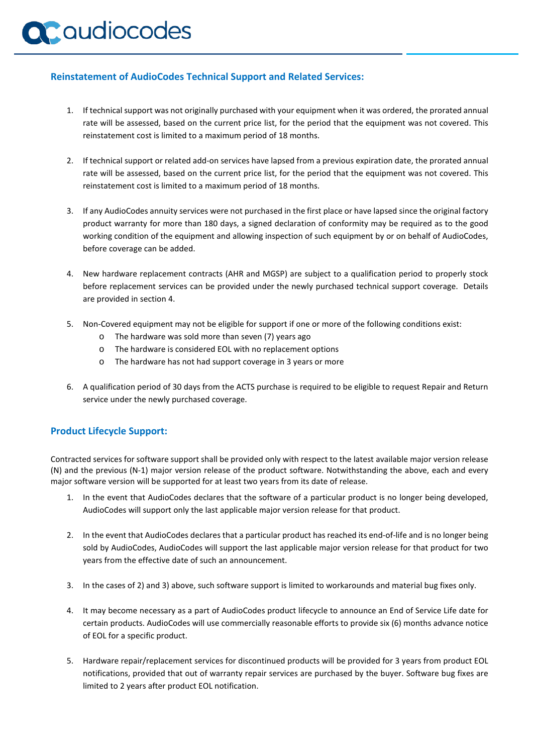## Reinstatement of AudioCodes Technical Support and Related Services:

1. If technical support was not originally purchased with your equipment when it was ordered, the prorated annual rate will be assessed, based on the current price list, for the period that the equipment was not covered. This reinstatement cost is limited to a maximum period of 18 months.

2. If technical support or related add-on services have lapsed from a previous expiration date, the prorated annual rate will be assessed, based on the current price list, for the period that the equipment was not covered. This reinstatement cost is limited to a maximum period of 18 months.

3. If any AudioCodes annuity services were not purchased in the first place or have lapsed since the original factory product warranty for more than 180 days, a signed declaration of conformity may be required as to the good working condition of the equipment and allowing inspection of such equipment by or on behalf of AudioCodes, before coverage can be added.

4. New hardware replacement contracts (AHR and MGSP) are subject to a qualification period to properly stock before replacement services can be provided under the newly purchased technical support coverage. Details are provided in section 4.

5. Non-Covered equipment may not be eligible for support if one or more of the following conditions exist:
   - The hardware was sold more than seven (7) years ago
   - The hardware is considered EOL with no replacement options
   - The hardware has not had support coverage in 3 years or more

6. A qualification period of 30 days from the ACTS purchase is required to be eligible to request Repair and Return service under the newly purchased coverage.

## Product Lifecycle Support:

Contracted services for software support shall be provided only with respect to the latest available major version release (N) and the previous (N-1) major version release of the product software. Notwithstanding the above, each and every major software version will be supported for at least two years from its date of release.

1. In the event that AudioCodes declares that the software of a particular product is no longer being developed, AudioCodes will support only the last applicable major version release for that product.

2. In the event that AudioCodes declares that a particular product has reached its end-of-life and is no longer being sold by AudioCodes, AudioCodes will support the last applicable major version release for that product for two years from the effective date of such an announcement.

3. In the cases of 2) and 3) above, such software support is limited to workarounds and material bug fixes only.

4. It may become necessary as a part of AudioCodes product lifecycle to announce an End of Service Life date for certain products. AudioCodes will use commercially reasonable efforts to provide six (6) months advance notice of EOL for a specific product.

5. Hardware repair/replacement services for discontinued products will be provided for 3 years from product EOL notifications, provided that out of warranty repair services are purchased by the buyer. Software bug fixes are limited to 2 years after product EOL notification.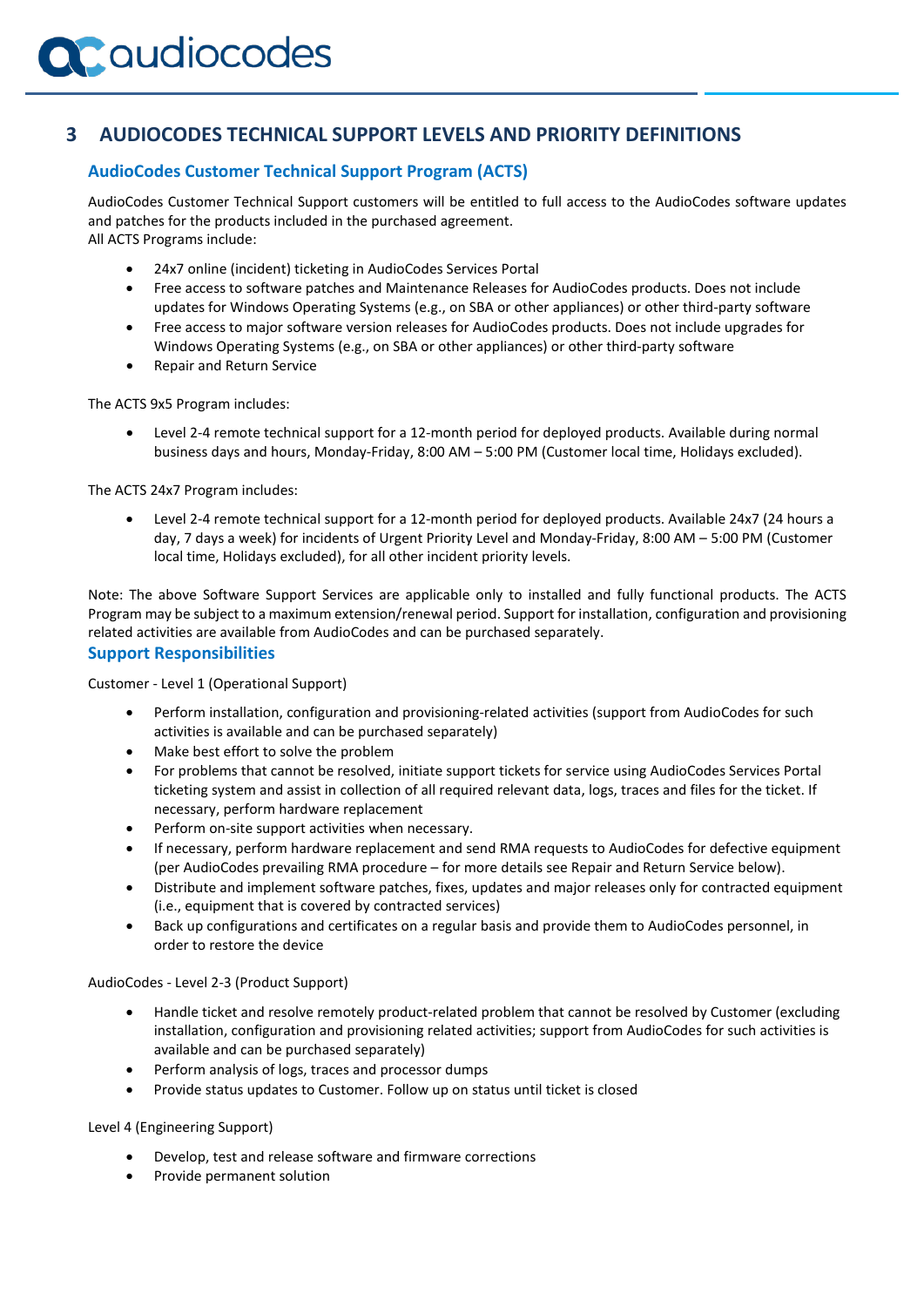# 3 AUDIOCODES TECHNICAL SUPPORT LEVELS AND PRIORITY DEFINITIONS

## AudioCodes Customer Technical Support Program (ACTS)

AudioCodes Customer Technical Support customers will be entitled to full access to the AudioCodes software updates and patches for the products included in the purchased agreement.
All ACTS Programs include:

- 24x7 online (incident) ticketing in AudioCodes Services Portal
- Free access to software patches and Maintenance Releases for AudioCodes products. Does not include updates for Windows Operating Systems (e.g., on SBA or other appliances) or other third-party software
- Free access to major software version releases for AudioCodes products. Does not include upgrades for Windows Operating Systems (e.g., on SBA or other appliances) or other third-party software
- Repair and Return Service

The ACTS 9x5 Program includes:

- Level 2-4 remote technical support for a 12-month period for deployed products. Available during normal business days and hours, Monday-Friday, 8:00 AM – 5:00 PM (Customer local time, Holidays excluded).

The ACTS 24x7 Program includes:

- Level 2-4 remote technical support for a 12-month period for deployed products. Available 24x7 (24 hours a day, 7 days a week) for incidents of Urgent Priority Level and Monday-Friday, 8:00 AM – 5:00 PM (Customer local time, Holidays excluded), for all other incident priority levels.

Note: The above Software Support Services are applicable only to installed and fully functional products. The ACTS Program may be subject to a maximum extension/renewal period. Support for installation, configuration and provisioning related activities are available from AudioCodes and can be purchased separately.

## Support Responsibilities

Customer - Level 1 (Operational Support)

- Perform installation, configuration and provisioning-related activities (support from AudioCodes for such activities is available and can be purchased separately)
- Make best effort to solve the problem
- For problems that cannot be resolved, initiate support tickets for service using AudioCodes Services Portal ticketing system and assist in collection of all required relevant data, logs, traces and files for the ticket. If necessary, perform hardware replacement
- Perform on-site support activities when necessary.
- If necessary, perform hardware replacement and send RMA requests to AudioCodes for defective equipment (per AudioCodes prevailing RMA procedure – for more details see Repair and Return Service below).
- Distribute and implement software patches, fixes, updates and major releases only for contracted equipment (i.e., equipment that is covered by contracted services)
- Back up configurations and certificates on a regular basis and provide them to AudioCodes personnel, in order to restore the device

AudioCodes - Level 2-3 (Product Support)

- Handle ticket and resolve remotely product-related problem that cannot be resolved by Customer (excluding installation, configuration and provisioning related activities; support from AudioCodes for such activities is available and can be purchased separately)
- Perform analysis of logs, traces and processor dumps
- Provide status updates to Customer. Follow up on status until ticket is closed

Level 4 (Engineering Support)

- Develop, test and release software and firmware corrections
- Provide permanent solution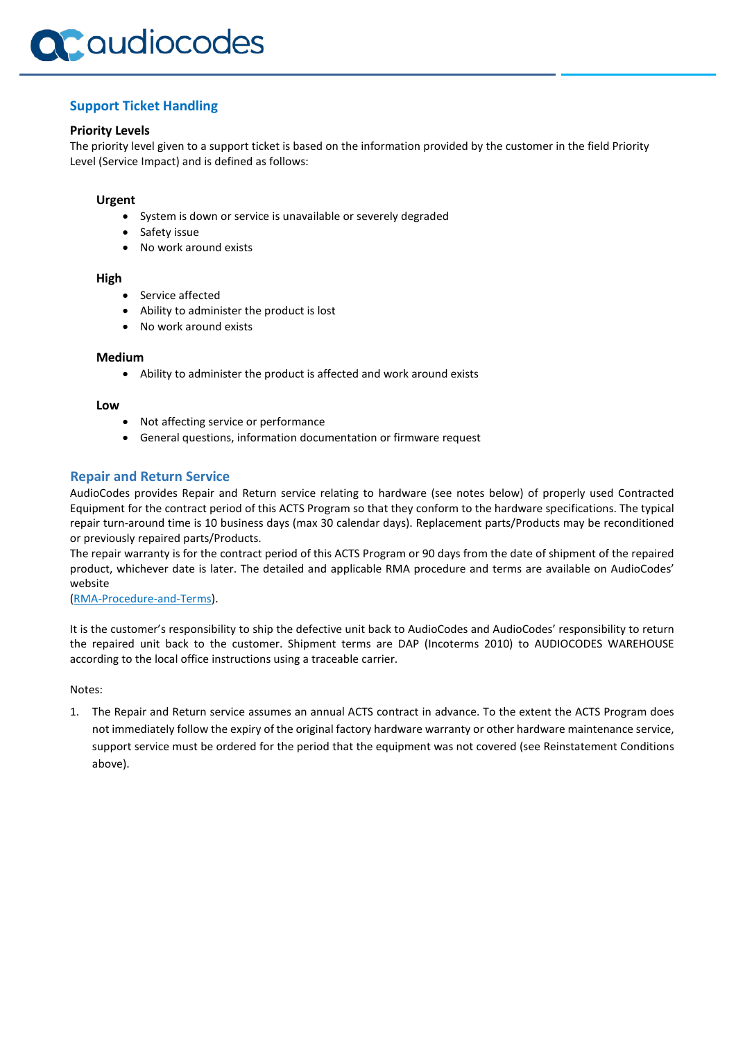## Support Ticket Handling

### Priority Levels

The priority level given to a support ticket is based on the information provided by the customer in the field Priority Level (Service Impact) and is defined as follows:

**Urgent**

- System is down or service is unavailable or severely degraded
- Safety issue
- No work around exists

**High**

- Service affected
- Ability to administer the product is lost
- No work around exists

**Medium**

- Ability to administer the product is affected and work around exists

**Low**

- Not affecting service or performance
- General questions, information documentation or firmware request

## Repair and Return Service

AudioCodes provides Repair and Return service relating to hardware (see notes below) of properly used Contracted Equipment for the contract period of this ACTS Program so that they conform to the hardware specifications. The typical repair turn-around time is 10 business days (max 30 calendar days). Replacement parts/Products may be reconditioned or previously repaired parts/Products.

The repair warranty is for the contract period of this ACTS Program or 90 days from the date of shipment of the repaired product, whichever date is later. The detailed and applicable RMA procedure and terms are available on AudioCodes' website

(RMA-Procedure-and-Terms).

It is the customer's responsibility to ship the defective unit back to AudioCodes and AudioCodes' responsibility to return the repaired unit back to the customer. Shipment terms are DAP (Incoterms 2010) to AUDIOCODES WAREHOUSE according to the local office instructions using a traceable carrier.

Notes:

1. The Repair and Return service assumes an annual ACTS contract in advance. To the extent the ACTS Program does not immediately follow the expiry of the original factory hardware warranty or other hardware maintenance service, support service must be ordered for the period that the equipment was not covered (see Reinstatement Conditions above).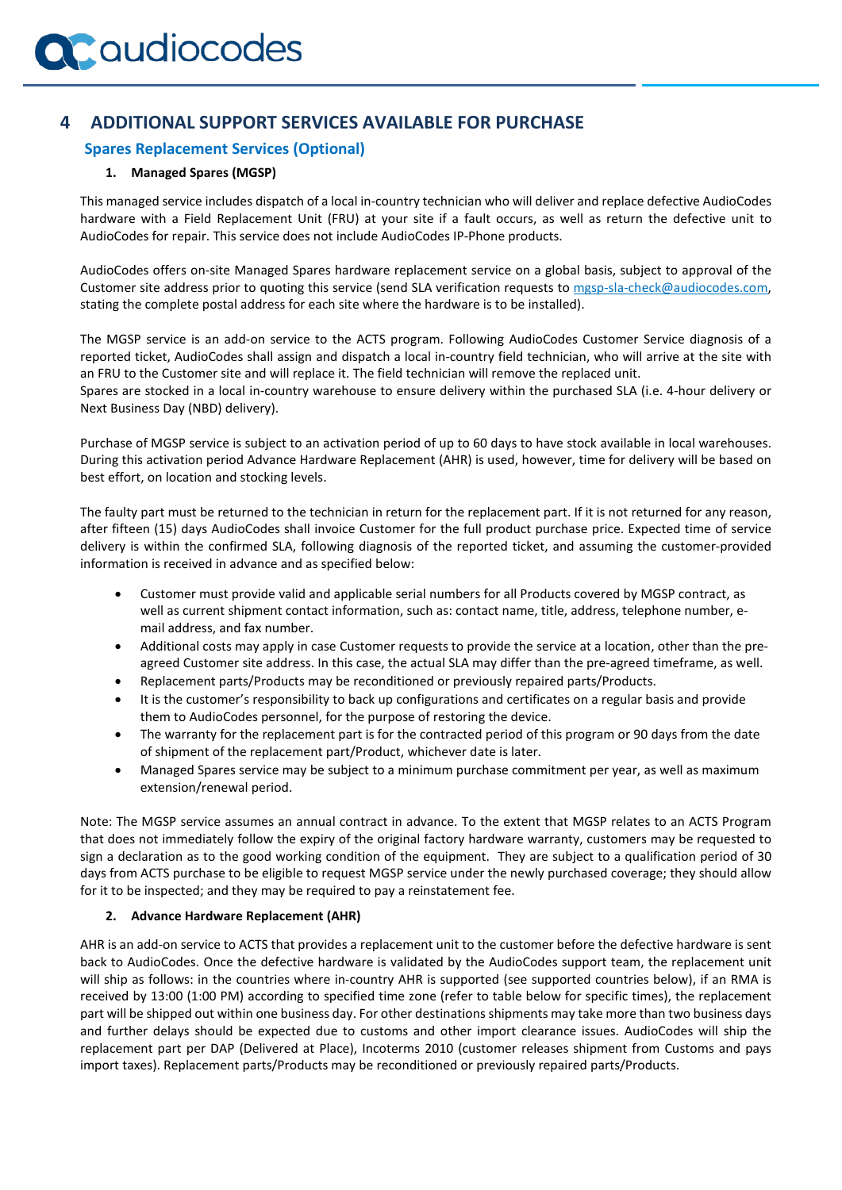# 4 ADDITIONAL SUPPORT SERVICES AVAILABLE FOR PURCHASE

## Spares Replacement Services (Optional)

### 1. Managed Spares (MGSP)

This managed service includes dispatch of a local in-country technician who will deliver and replace defective AudioCodes hardware with a Field Replacement Unit (FRU) at your site if a fault occurs, as well as return the defective unit to AudioCodes for repair. This service does not include AudioCodes IP-Phone products.

AudioCodes offers on-site Managed Spares hardware replacement service on a global basis, subject to approval of the Customer site address prior to quoting this service (send SLA verification requests to mgsp-sla-check@audiocodes.com, stating the complete postal address for each site where the hardware is to be installed).

The MGSP service is an add-on service to the ACTS program. Following AudioCodes Customer Service diagnosis of a reported ticket, AudioCodes shall assign and dispatch a local in-country field technician, who will arrive at the site with an FRU to the Customer site and will replace it. The field technician will remove the replaced unit.
Spares are stocked in a local in-country warehouse to ensure delivery within the purchased SLA (i.e. 4-hour delivery or Next Business Day (NBD) delivery).

Purchase of MGSP service is subject to an activation period of up to 60 days to have stock available in local warehouses. During this activation period Advance Hardware Replacement (AHR) is used, however, time for delivery will be based on best effort, on location and stocking levels.

The faulty part must be returned to the technician in return for the replacement part. If it is not returned for any reason, after fifteen (15) days AudioCodes shall invoice Customer for the full product purchase price. Expected time of service delivery is within the confirmed SLA, following diagnosis of the reported ticket, and assuming the customer-provided information is received in advance and as specified below:

- Customer must provide valid and applicable serial numbers for all Products covered by MGSP contract, as well as current shipment contact information, such as: contact name, title, address, telephone number, e-mail address, and fax number.
- Additional costs may apply in case Customer requests to provide the service at a location, other than the pre-agreed Customer site address. In this case, the actual SLA may differ than the pre-agreed timeframe, as well.
- Replacement parts/Products may be reconditioned or previously repaired parts/Products.
- It is the customer's responsibility to back up configurations and certificates on a regular basis and provide them to AudioCodes personnel, for the purpose of restoring the device.
- The warranty for the replacement part is for the contracted period of this program or 90 days from the date of shipment of the replacement part/Product, whichever date is later.
- Managed Spares service may be subject to a minimum purchase commitment per year, as well as maximum extension/renewal period.

Note: The MGSP service assumes an annual contract in advance. To the extent that MGSP relates to an ACTS Program that does not immediately follow the expiry of the original factory hardware warranty, customers may be requested to sign a declaration as to the good working condition of the equipment. They are subject to a qualification period of 30 days from ACTS purchase to be eligible to request MGSP service under the newly purchased coverage; they should allow for it to be inspected; and they may be required to pay a reinstatement fee.

### 2. Advance Hardware Replacement (AHR)

AHR is an add-on service to ACTS that provides a replacement unit to the customer before the defective hardware is sent back to AudioCodes. Once the defective hardware is validated by the AudioCodes support team, the replacement unit will ship as follows: in the countries where in-country AHR is supported (see supported countries below), if an RMA is received by 13:00 (1:00 PM) according to specified time zone (refer to table below for specific times), the replacement part will be shipped out within one business day. For other destinations shipments may take more than two business days and further delays should be expected due to customs and other import clearance issues. AudioCodes will ship the replacement part per DAP (Delivered at Place), Incoterms 2010 (customer releases shipment from Customs and pays import taxes). Replacement parts/Products may be reconditioned or previously repaired parts/Products.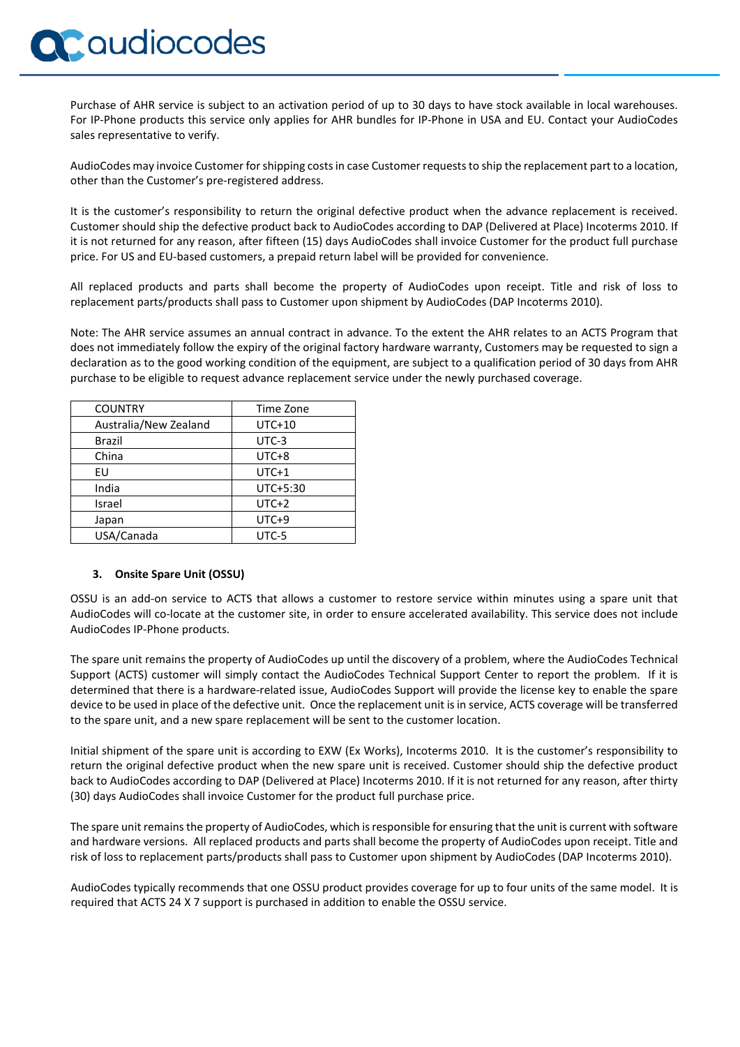Purchase of AHR service is subject to an activation period of up to 30 days to have stock available in local warehouses. For IP-Phone products this service only applies for AHR bundles for IP-Phone in USA and EU. Contact your AudioCodes sales representative to verify.

AudioCodes may invoice Customer for shipping costs in case Customer requests to ship the replacement part to a location, other than the Customer's pre-registered address.

It is the customer's responsibility to return the original defective product when the advance replacement is received. Customer should ship the defective product back to AudioCodes according to DAP (Delivered at Place) Incoterms 2010. If it is not returned for any reason, after fifteen (15) days AudioCodes shall invoice Customer for the product full purchase price. For US and EU-based customers, a prepaid return label will be provided for convenience.

All replaced products and parts shall become the property of AudioCodes upon receipt. Title and risk of loss to replacement parts/products shall pass to Customer upon shipment by AudioCodes (DAP Incoterms 2010).

Note: The AHR service assumes an annual contract in advance. To the extent the AHR relates to an ACTS Program that does not immediately follow the expiry of the original factory hardware warranty, Customers may be requested to sign a declaration as to the good working condition of the equipment, are subject to a qualification period of 30 days from AHR purchase to be eligible to request advance replacement service under the newly purchased coverage.

| COUNTRY | Time Zone |
|---|---|
| Australia/New Zealand | UTC+10 |
| Brazil | UTC-3 |
| China | UTC+8 |
| EU | UTC+1 |
| India | UTC+5:30 |
| Israel | UTC+2 |
| Japan | UTC+9 |
| USA/Canada | UTC-5 |

### 3. Onsite Spare Unit (OSSU)

OSSU is an add-on service to ACTS that allows a customer to restore service within minutes using a spare unit that AudioCodes will co-locate at the customer site, in order to ensure accelerated availability. This service does not include AudioCodes IP-Phone products.

The spare unit remains the property of AudioCodes up until the discovery of a problem, where the AudioCodes Technical Support (ACTS) customer will simply contact the AudioCodes Technical Support Center to report the problem. If it is determined that there is a hardware-related issue, AudioCodes Support will provide the license key to enable the spare device to be used in place of the defective unit. Once the replacement unit is in service, ACTS coverage will be transferred to the spare unit, and a new spare replacement will be sent to the customer location.

Initial shipment of the spare unit is according to EXW (Ex Works), Incoterms 2010. It is the customer's responsibility to return the original defective product when the new spare unit is received. Customer should ship the defective product back to AudioCodes according to DAP (Delivered at Place) Incoterms 2010. If it is not returned for any reason, after thirty (30) days AudioCodes shall invoice Customer for the product full purchase price.

The spare unit remains the property of AudioCodes, which is responsible for ensuring that the unit is current with software and hardware versions. All replaced products and parts shall become the property of AudioCodes upon receipt. Title and risk of loss to replacement parts/products shall pass to Customer upon shipment by AudioCodes (DAP Incoterms 2010).

AudioCodes typically recommends that one OSSU product provides coverage for up to four units of the same model. It is required that ACTS 24 X 7 support is purchased in addition to enable the OSSU service.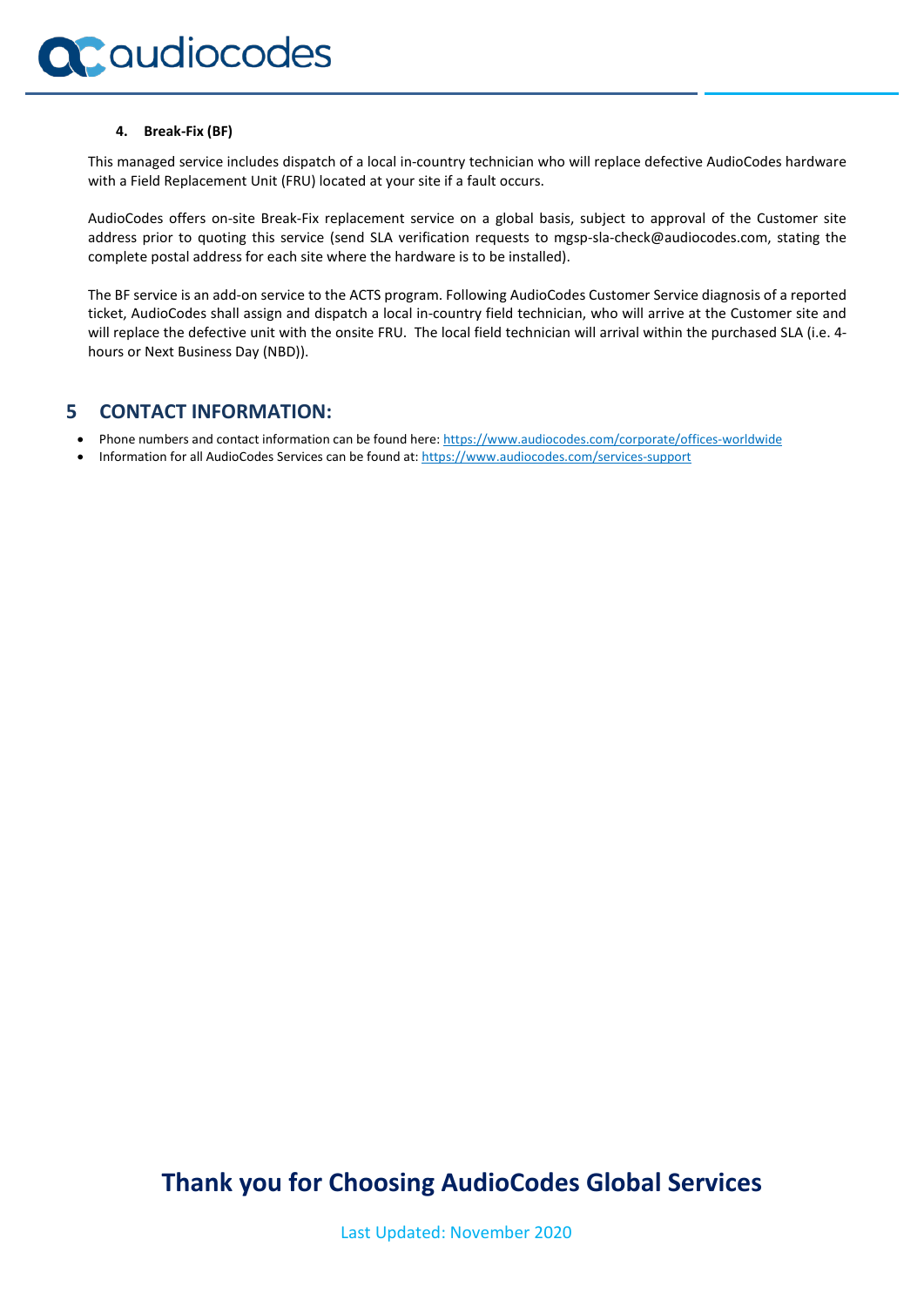#### 4. Break-Fix (BF)

This managed service includes dispatch of a local in-country technician who will replace defective AudioCodes hardware with a Field Replacement Unit (FRU) located at your site if a fault occurs.

AudioCodes offers on-site Break-Fix replacement service on a global basis, subject to approval of the Customer site address prior to quoting this service (send SLA verification requests to mgsp-sla-check@audiocodes.com, stating the complete postal address for each site where the hardware is to be installed).

The BF service is an add-on service to the ACTS program. Following AudioCodes Customer Service diagnosis of a reported ticket, AudioCodes shall assign and dispatch a local in-country field technician, who will arrive at the Customer site and will replace the defective unit with the onsite FRU. The local field technician will arrival within the purchased SLA (i.e. 4-hours or Next Business Day (NBD)).

## 5 CONTACT INFORMATION:

- Phone numbers and contact information can be found here: [https://www.audiocodes.com/corporate/offices-worldwide](https://www.audiocodes.com/corporate/offices-worldwide)
- Information for all AudioCodes Services can be found at: [https://www.audiocodes.com/services-support](https://www.audiocodes.com/services-support)

## Thank you for Choosing AudioCodes Global Services

Last Updated: November 2020